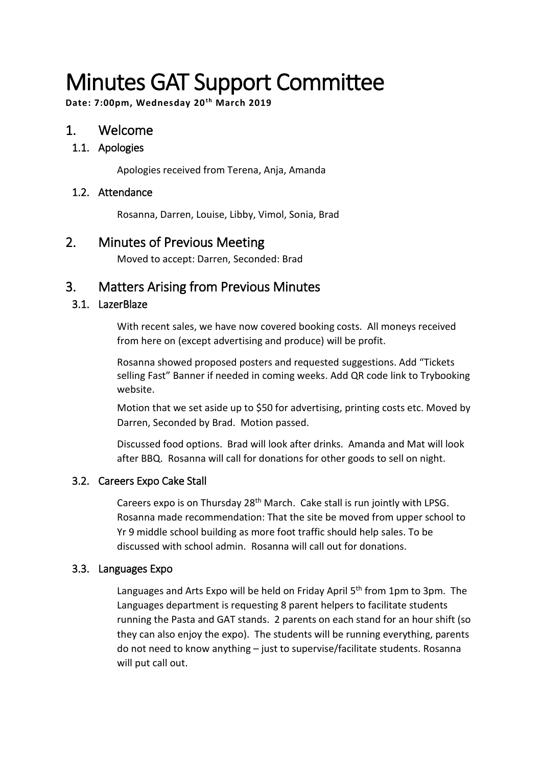# Minutes GAT Support Committee

**Date: 7:00pm, Wednesday 20th March 2019**

## 1. Welcome

### 1.1. Apologies

Apologies received from Terena, Anja, Amanda

### 1.2. Attendance

Rosanna, Darren, Louise, Libby, Vimol, Sonia, Brad

## 2. Minutes of Previous Meeting

Moved to accept: Darren, Seconded: Brad

## 3. Matters Arising from Previous Minutes

### 3.1. LazerBlaze

With recent sales, we have now covered booking costs. All moneys received from here on (except advertising and produce) will be profit.

Rosanna showed proposed posters and requested suggestions. Add "Tickets selling Fast" Banner if needed in coming weeks. Add QR code link to Trybooking website.

Motion that we set aside up to $50 for advertising, printing costs etc. Moved by Darren, Seconded by Brad. Motion passed.

Discussed food options. Brad will look after drinks. Amanda and Mat will look after BBQ. Rosanna will call for donations for other goods to sell on night.

### 3.2. Careers Expo Cake Stall

Careers expo is on Thursday 28th March. Cake stall is run jointly with LPSG. Rosanna made recommendation: That the site be moved from upper school to Yr 9 middle school building as more foot traffic should help sales. To be discussed with school admin. Rosanna will call out for donations.

### 3.3. Languages Expo

Languages and Arts Expo will be held on Friday April 5th from 1pm to 3pm. The Languages department is requesting 8 parent helpers to facilitate students running the Pasta and GAT stands. 2 parents on each stand for an hour shift (so they can also enjoy the expo). The students will be running everything, parents do not need to know anything – just to supervise/facilitate students. Rosanna will put call out.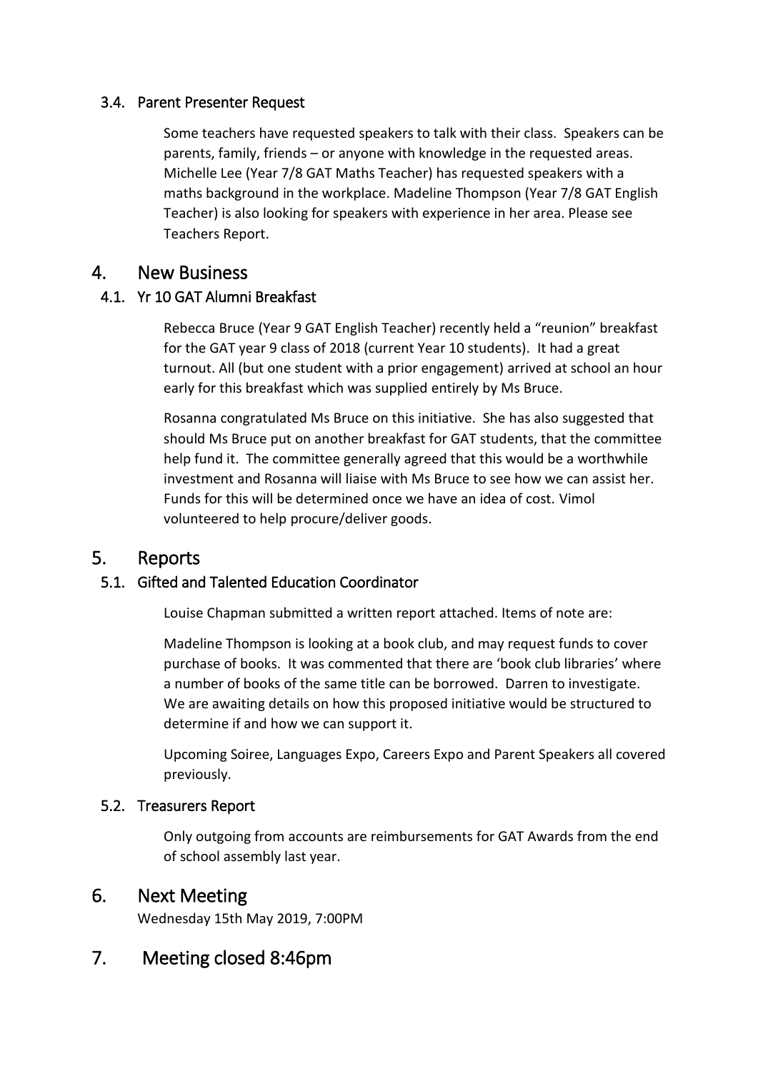### 3.4. Parent Presenter Request

Some teachers have requested speakers to talk with their class. Speakers can be parents, family, friends – or anyone with knowledge in the requested areas. Michelle Lee (Year 7/8 GAT Maths Teacher) has requested speakers with a maths background in the workplace. Madeline Thompson (Year 7/8 GAT English Teacher) is also looking for speakers with experience in her area. Please see Teachers Report.

## 4. New Business

### 4.1. Yr 10 GAT Alumni Breakfast

Rebecca Bruce (Year 9 GAT English Teacher) recently held a "reunion" breakfast for the GAT year 9 class of 2018 (current Year 10 students). It had a great turnout. All (but one student with a prior engagement) arrived at school an hour early for this breakfast which was supplied entirely by Ms Bruce.

Rosanna congratulated Ms Bruce on this initiative. She has also suggested that should Ms Bruce put on another breakfast for GAT students, that the committee help fund it. The committee generally agreed that this would be a worthwhile investment and Rosanna will liaise with Ms Bruce to see how we can assist her. Funds for this will be determined once we have an idea of cost. Vimol volunteered to help procure/deliver goods.

## 5. Reports

### 5.1. Gifted and Talented Education Coordinator

Louise Chapman submitted a written report attached. Items of note are:

Madeline Thompson is looking at a book club, and may request funds to cover purchase of books. It was commented that there are 'book club libraries' where a number of books of the same title can be borrowed. Darren to investigate. We are awaiting details on how this proposed initiative would be structured to determine if and how we can support it.

Upcoming Soiree, Languages Expo, Careers Expo and Parent Speakers all covered previously.

### 5.2. Treasurers Report

Only outgoing from accounts are reimbursements for GAT Awards from the end of school assembly last year.

## 6. Next Meeting

Wednesday 15th May 2019, 7:00PM

## 7. Meeting closed 8:46pm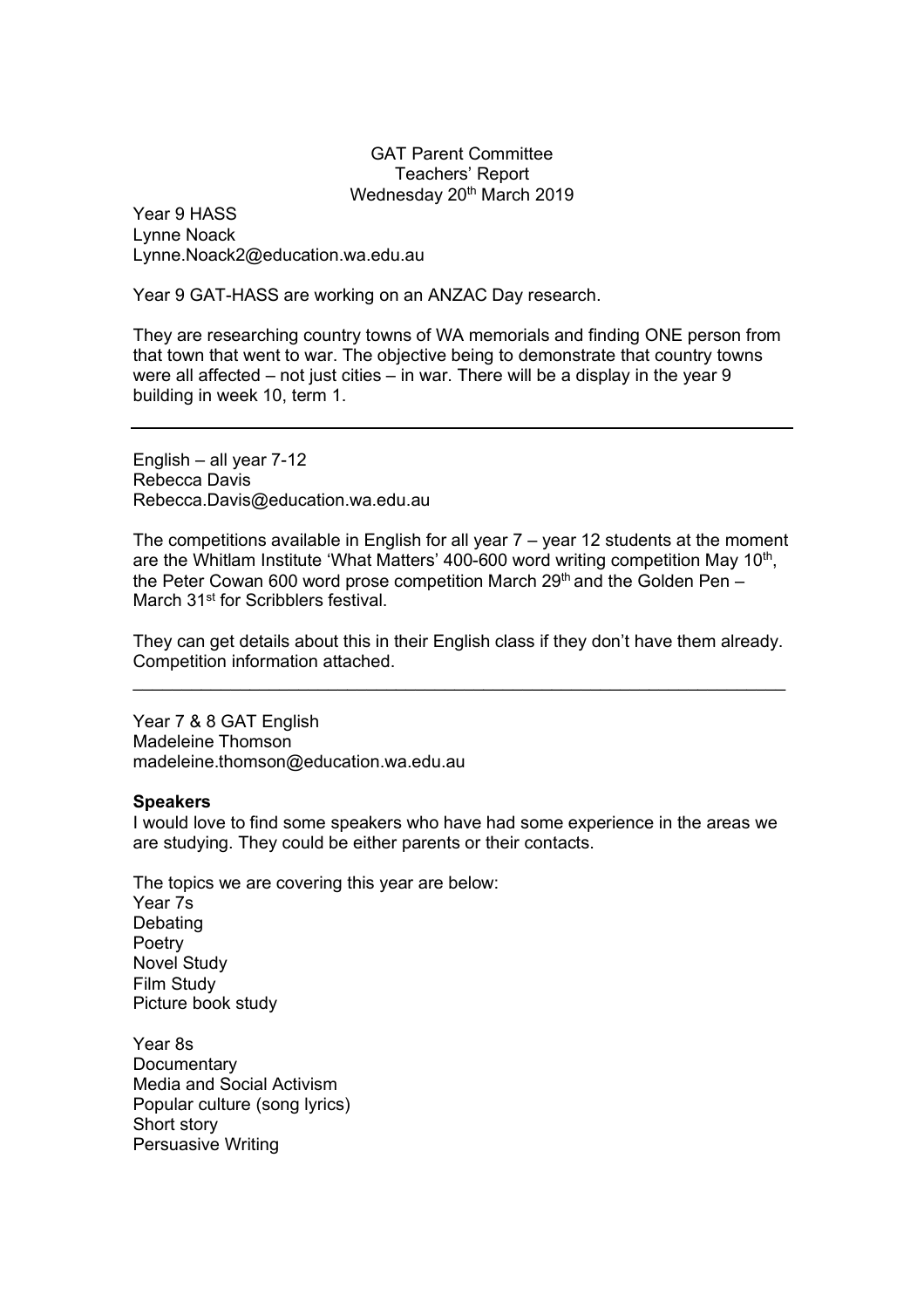GAT Parent Committee
Teachers' Report
Wednesday 20th March 2019

Year 9 HASS
Lynne Noack
Lynne.Noack2@education.wa.edu.au

Year 9 GAT-HASS are working on an ANZAC Day research.

They are researching country towns of WA memorials and finding ONE person from that town that went to war. The objective being to demonstrate that country towns were all affected – not just cities – in war. There will be a display in the year 9 building in week 10, term 1.

---

English – all year 7-12
Rebecca Davis
Rebecca.Davis@education.wa.edu.au

The competitions available in English for all year 7 – year 12 students at the moment are the Whitlam Institute 'What Matters' 400-600 word writing competition May 10th, the Peter Cowan 600 word prose competition March 29th and the Golden Pen – March 31st for Scribblers festival.

They can get details about this in their English class if they don't have them already. Competition information attached.

---

Year 7 & 8 GAT English
Madeleine Thomson
madeleine.thomson@education.wa.edu.au

**Speakers**
I would love to find some speakers who have had some experience in the areas we are studying. They could be either parents or their contacts.

The topics we are covering this year are below:
Year 7s
Debating
Poetry
Novel Study
Film Study
Picture book study

Year 8s
Documentary
Media and Social Activism
Popular culture (song lyrics)
Short story
Persuasive Writing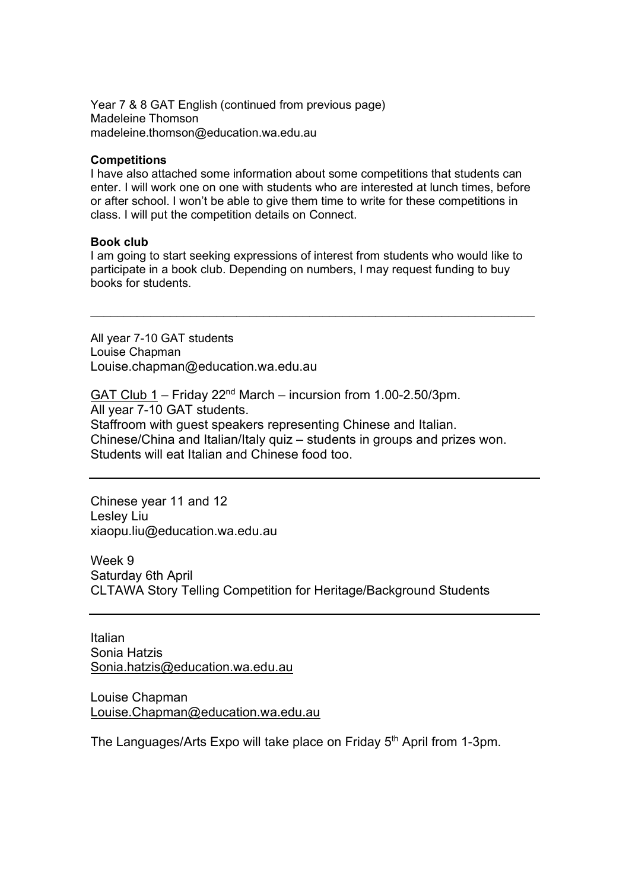Year 7 & 8 GAT English (continued from previous page)
Madeleine Thomson
madeleine.thomson@education.wa.edu.au

**Competitions**
I have also attached some information about some competitions that students can enter. I will work one on one with students who are interested at lunch times, before or after school. I won't be able to give them time to write for these competitions in class. I will put the competition details on Connect.

**Book club**
I am going to start seeking expressions of interest from students who would like to participate in a book club. Depending on numbers, I may request funding to buy books for students.

---

All year 7-10 GAT students
Louise Chapman
Louise.chapman@education.wa.edu.au

GAT Club 1 – Friday 22nd March – incursion from 1.00-2.50/3pm.
All year 7-10 GAT students.
Staffroom with guest speakers representing Chinese and Italian.
Chinese/China and Italian/Italy quiz – students in groups and prizes won.
Students will eat Italian and Chinese food too.

---

Chinese year 11 and 12
Lesley Liu
xiaopu.liu@education.wa.edu.au

Week 9
Saturday 6th April
CLTAWA Story Telling Competition for Heritage/Background Students

---

Italian
Sonia Hatzis
Sonia.hatzis@education.wa.edu.au

Louise Chapman
Louise.Chapman@education.wa.edu.au

The Languages/Arts Expo will take place on Friday 5th April from 1-3pm.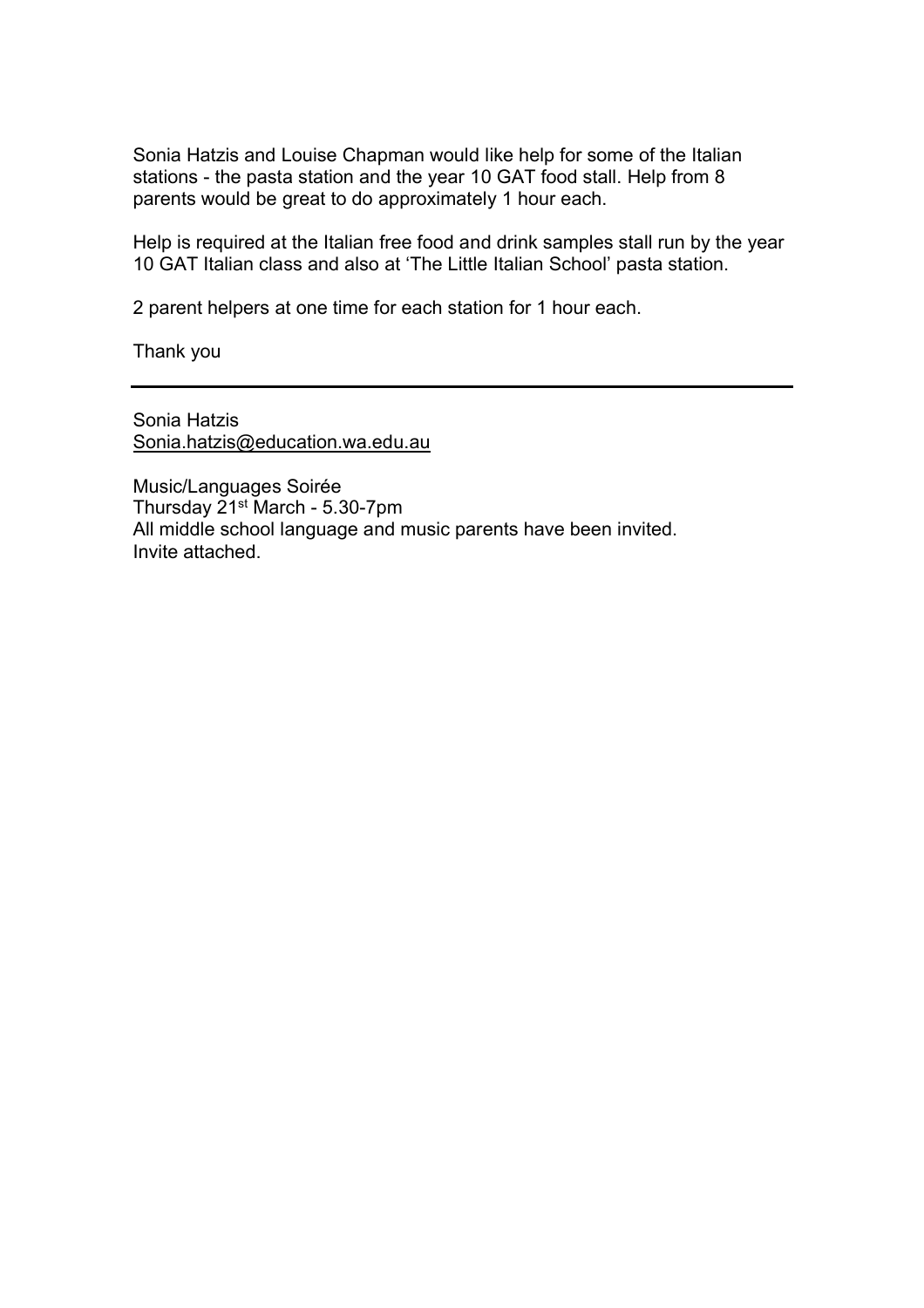Sonia Hatzis and Louise Chapman would like help for some of the Italian stations - the pasta station and the year 10 GAT food stall. Help from 8 parents would be great to do approximately 1 hour each.

Help is required at the Italian free food and drink samples stall run by the year 10 GAT Italian class and also at 'The Little Italian School' pasta station.

2 parent helpers at one time for each station for 1 hour each.

Thank you

---

Sonia Hatzis
Sonia.hatzis@education.wa.edu.au

Music/Languages Soirée
Thursday 21st March - 5.30-7pm
All middle school language and music parents have been invited.
Invite attached.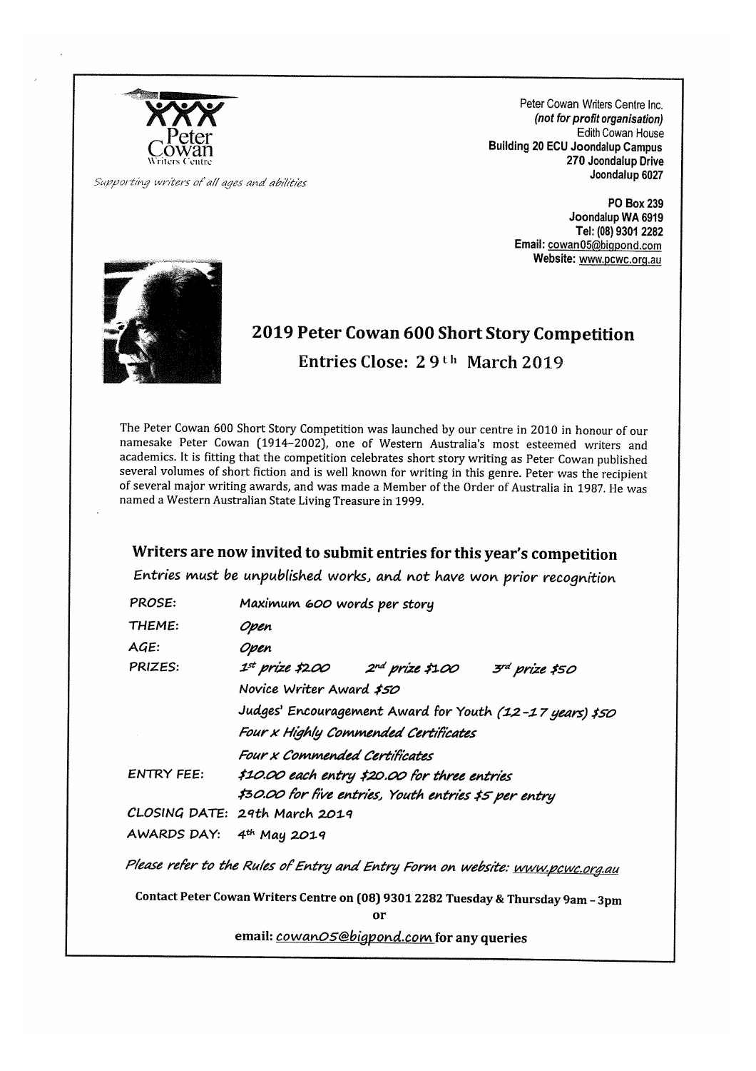Peter Cowan Writers Centre

*Supporting writers of all ages and abilities*

Peter Cowan Writers Centre Inc.
***(not for profit organisation)***
Edith Cowan House
**Building 20 ECU Joondalup Campus**
**270 Joondalup Drive**
**Joondalup 6027**

**PO Box 239**
**Joondalup WA 6919**
**Tel: (08) 9301 2282**
**Email: cowan05@bigpond.com**
**Website: www.pcwc.org.au**

## 2019 Peter Cowan 600 Short Story Competition

### Entries Close: 29th March 2019

The Peter Cowan 600 Short Story Competition was launched by our centre in 2010 in honour of our namesake Peter Cowan (1914–2002), one of Western Australia's most esteemed writers and academics. It is fitting that the competition celebrates short story writing as Peter Cowan published several volumes of short fiction and is well known for writing in this genre. Peter was the recipient of several major writing awards, and was made a Member of the Order of Australia in 1987. He was named a Western Australian State Living Treasure in 1999.

### Writers are now invited to submit entries for this year's competition

*Entries must be unpublished works, and not have won prior recognition*

| | |
|---|---|
| PROSE: | Maximum 600 words per story |
| THEME: | *Open* |
| AGE: | *Open* |
| PRIZES: | *1st prize $200   2nd prize $100   3rd prize $50* |
| | Novice Writer Award *$50* |
| | Judges' Encouragement Award for Youth *(12-17 years) $50* |
| | *Four x Highly Commended Certificates* |
| | *Four x Commended Certificates* |
| ENTRY FEE: | *$10.00 each entry $20.00 for three entries* |
| | *$30.00 for five entries, Youth entries $5 per entry* |
| CLOSING DATE: | 29th March 2019 |
| AWARDS DAY: | 4th May 2019 |

*Please refer to the Rules of Entry and Entry Form on website: www.pcwc.org.au*

**Contact Peter Cowan Writers Centre on (08) 9301 2282 Tuesday & Thursday 9am – 3pm**

**or**

**email: *cowan05@bigpond.com* for any queries**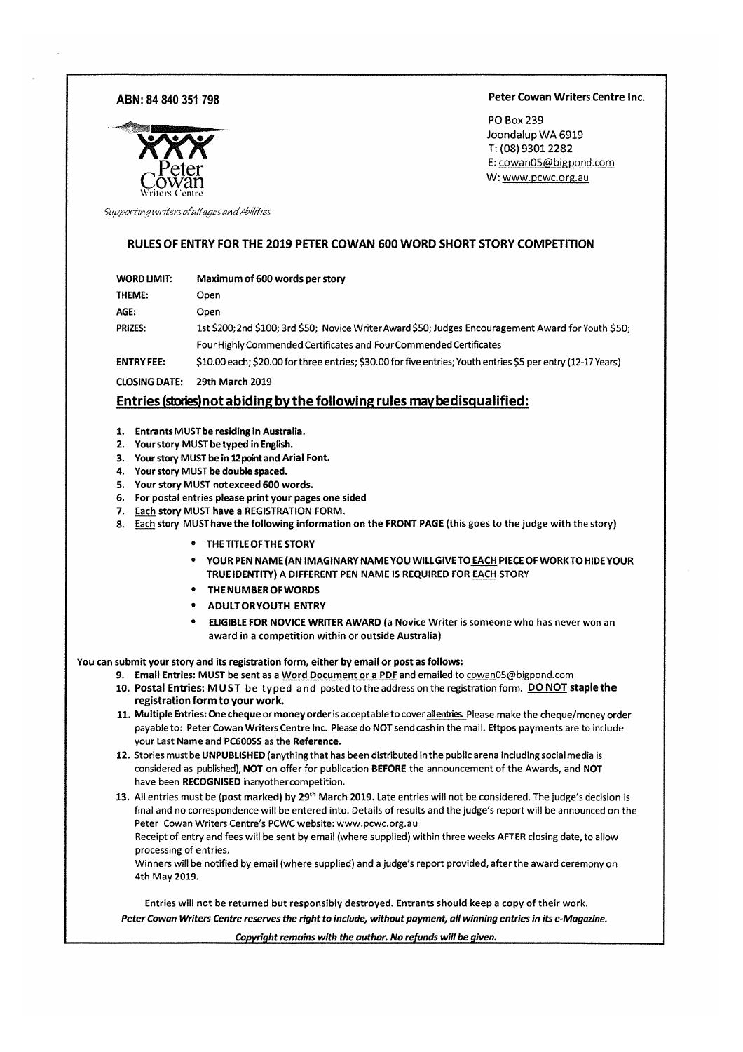**ABN: 84 840 351 798**

**Peter Cowan Writers Centre Inc.**

PO Box 239
Joondalup WA 6919
T: (08) 9301 2282
E: cowan05@bigpond.com
W: www.pcwc.org.au

Peter Cowan Writers Centre

*Supporting writers of all ages and Abilities*

## RULES OF ENTRY FOR THE 2019 PETER COWAN 600 WORD SHORT STORY COMPETITION

| | |
|---|---|
| **WORD LIMIT:** | **Maximum of 600 words per story** |
| **THEME:** | Open |
| **AGE:** | Open |
| **PRIZES:** | 1st \$200; 2nd \$100; 3rd \$50; Novice Writer Award \$50; Judges Encouragement Award for Youth \$50; Four Highly Commended Certificates and Four Commended Certificates |
| **ENTRY FEE:** | \$10.00 each; \$20.00 for three entries; \$30.00 for five entries; Youth entries \$5 per entry (12-17 Years) |
| **CLOSING DATE:** | 29th March 2019 |

### Entries (stories) not abiding by the following rules may be disqualified:

1. **Entrants MUST be residing in Australia.**
2. **Your story MUST be typed in English.**
3. **Your story MUST be in 12 point and Arial Font.**
4. **Your story MUST be double spaced.**
5. **Your story MUST not exceed 600 words.**
6. For postal entries **please print your pages one sided**
7. Each **story MUST have a REGISTRATION FORM.**
8. Each **story MUST have the following information on the FRONT PAGE** (this goes to the judge with the story)
   - **THE TITLE OF THE STORY**
   - **YOUR PEN NAME (AN IMAGINARY NAME YOU WILL GIVE TO EACH PIECE OF WORK TO HIDE YOUR TRUE IDENTITY) A DIFFERENT PEN NAME IS REQUIRED FOR EACH STORY**
   - **THE NUMBER OF WORDS**
   - **ADULT OR YOUTH ENTRY**
   - **ELIGIBLE FOR NOVICE WRITER AWARD** (a Novice Writer is someone who has never won an award in a competition within or outside Australia)

**You can submit your story and its registration form, either by email or post as follows:**

9. **Email Entries:** MUST be sent as a Word Document or a PDF and emailed to cowan05@bigpond.com
10. **Postal Entries: MUST** be typed and posted to the address on the registration form. **DO NOT staple the registration form to your work.**
11. **Multiple Entries: One cheque** or **money order** is acceptable to cover all entries. Please make the cheque/money order payable to: Peter Cowan Writers Centre Inc. Please do **NOT** send cash in the mail. **Eftpos payments** are to include your Last Name and PC600SS as the **Reference.**
12. Stories must be **UNPUBLISHED** (anything that has been distributed in the public arena including social media is considered as published), **NOT** on offer for publication **BEFORE** the announcement of the Awards, and **NOT** have been **RECOGNISED** in any other competition.
13. All entries must be (post marked) by 29th March 2019. Late entries will not be considered. The judge's decision is final and no correspondence will be entered into. Details of results and the judge's report will be announced on the Peter Cowan Writers Centre's PCWC website: www.pcwc.org.au
    Receipt of entry and fees will be sent by email (where supplied) within three weeks **AFTER** closing date, to allow processing of entries.
    Winners will be notified by email (where supplied) and a judge's report provided, after the award ceremony on 4th May 2019.

Entries will not be returned but responsibly destroyed. Entrants should keep a copy of their work.

***Peter Cowan Writers Centre reserves the right to include, without payment, all winning entries in its e-Magazine.***

***Copyright remains with the author. No refunds will be given.***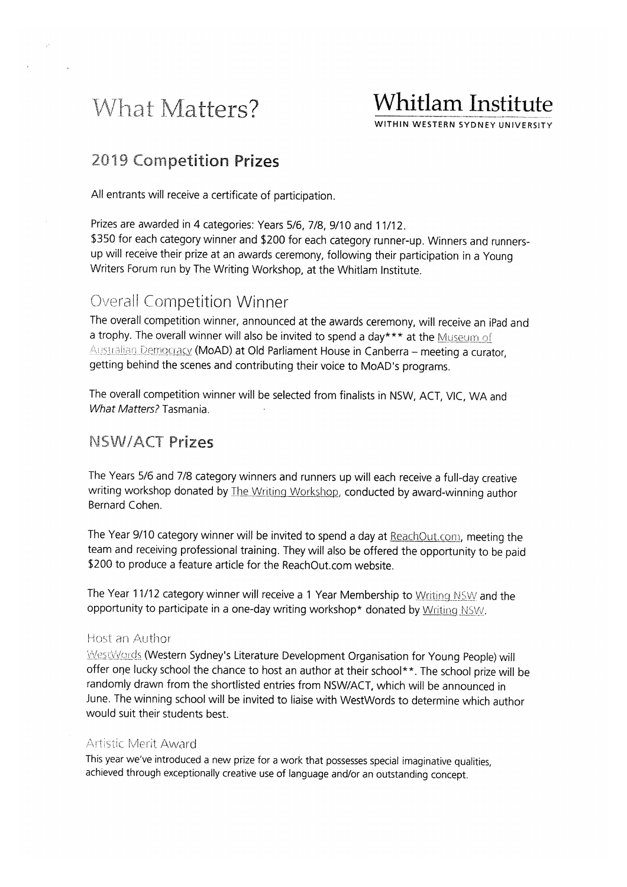# What Matters?

**Whitlam Institute**
WITHIN WESTERN SYDNEY UNIVERSITY

## 2019 Competition Prizes

All entrants will receive a certificate of participation.

Prizes are awarded in 4 categories: Years 5/6, 7/8, 9/10 and 11/12.
$350 for each category winner and $200 for each category runner-up. Winners and runners-up will receive their prize at an awards ceremony, following their participation in a Young Writers Forum run by The Writing Workshop, at the Whitlam Institute.

## Overall Competition Winner

The overall competition winner, announced at the awards ceremony, will receive an iPad and a trophy. The overall winner will also be invited to spend a day*** at the Museum of Australian Democracy (MoAD) at Old Parliament House in Canberra – meeting a curator, getting behind the scenes and contributing their voice to MoAD's programs.

The overall competition winner will be selected from finalists in NSW, ACT, VIC, WA and *What Matters?* Tasmania.

## NSW/ACT Prizes

The Years 5/6 and 7/8 category winners and runners up will each receive a full-day creative writing workshop donated by The Writing Workshop, conducted by award-winning author Bernard Cohen.

The Year 9/10 category winner will be invited to spend a day at ReachOut.com, meeting the team and receiving professional training. They will also be offered the opportunity to be paid $200 to produce a feature article for the ReachOut.com website.

The Year 11/12 category winner will receive a 1 Year Membership to Writing NSW and the opportunity to participate in a one-day writing workshop* donated by Writing NSW.

### Host an Author

WestWords (Western Sydney's Literature Development Organisation for Young People) will offer one lucky school the chance to host an author at their school**. The school prize will be randomly drawn from the shortlisted entries from NSW/ACT, which will be announced in June. The winning school will be invited to liaise with WestWords to determine which author would suit their students best.

### Artistic Merit Award

This year we've introduced a new prize for a work that possesses special imaginative qualities, achieved through exceptionally creative use of language and/or an outstanding concept.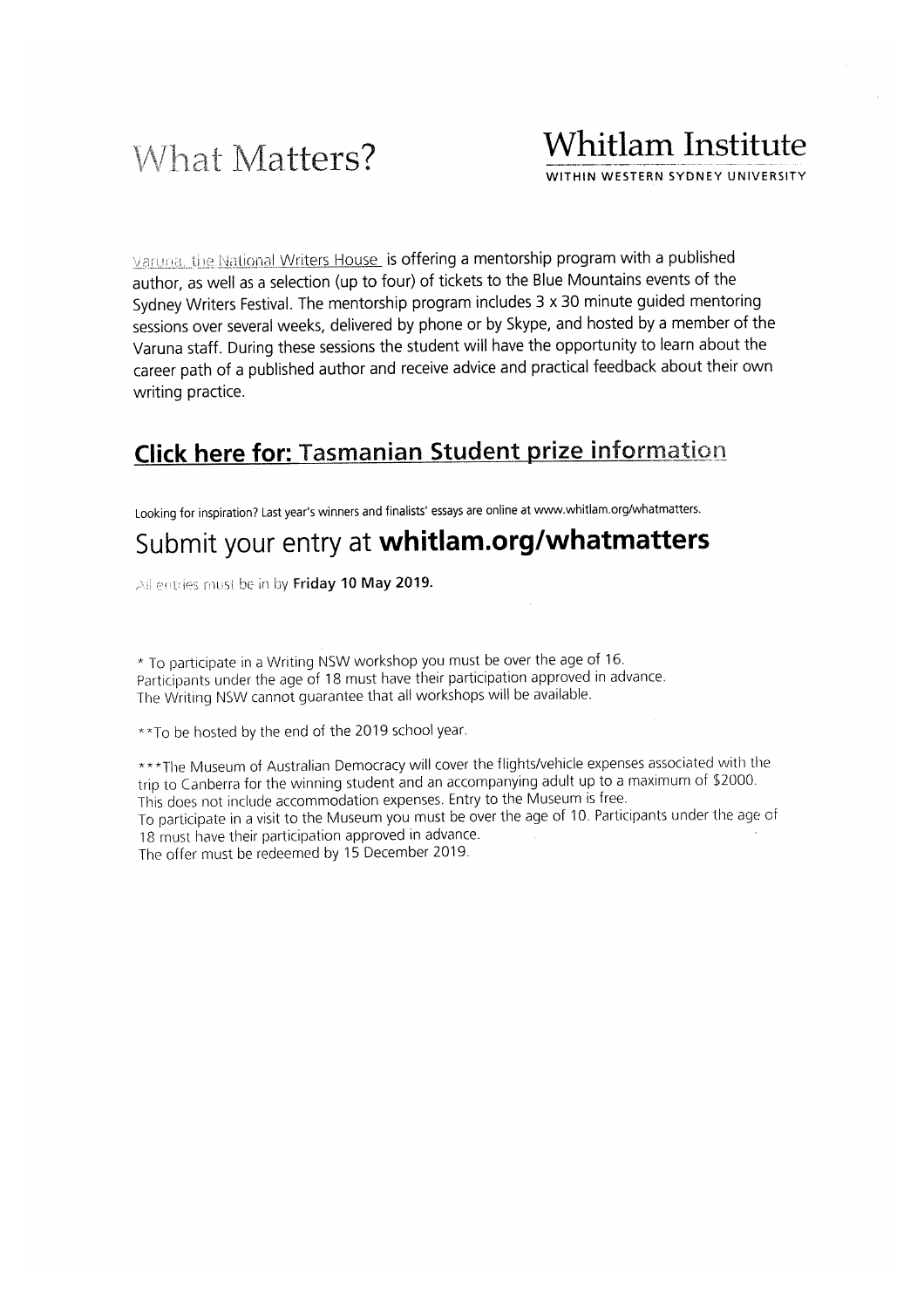# What Matters?

## Whitlam Institute

WITHIN WESTERN SYDNEY UNIVERSITY

Varuna, the National Writers House is offering a mentorship program with a published author, as well as a selection (up to four) of tickets to the Blue Mountains events of the Sydney Writers Festival. The mentorship program includes 3 x 30 minute guided mentoring sessions over several weeks, delivered by phone or by Skype, and hosted by a member of the Varuna staff. During these sessions the student will have the opportunity to learn about the career path of a published author and receive advice and practical feedback about their own writing practice.

## Click here for: Tasmanian Student prize information

Looking for inspiration? Last year's winners and finalists' essays are online at www.whitlam.org/whatmatters.

## Submit your entry at **whitlam.org/whatmatters**

All entries must be in by **Friday 10 May 2019.**

* To participate in a Writing NSW workshop you must be over the age of 16.
Participants under the age of 18 must have their participation approved in advance.
The Writing NSW cannot guarantee that all workshops will be available.

**To be hosted by the end of the 2019 school year.

***The Museum of Australian Democracy will cover the flights/vehicle expenses associated with the trip to Canberra for the winning student and an accompanying adult up to a maximum of $2000.
This does not include accommodation expenses. Entry to the Museum is free.
To participate in a visit to the Museum you must be over the age of 10. Participants under the age of 18 must have their participation approved in advance.
The offer must be redeemed by 15 December 2019.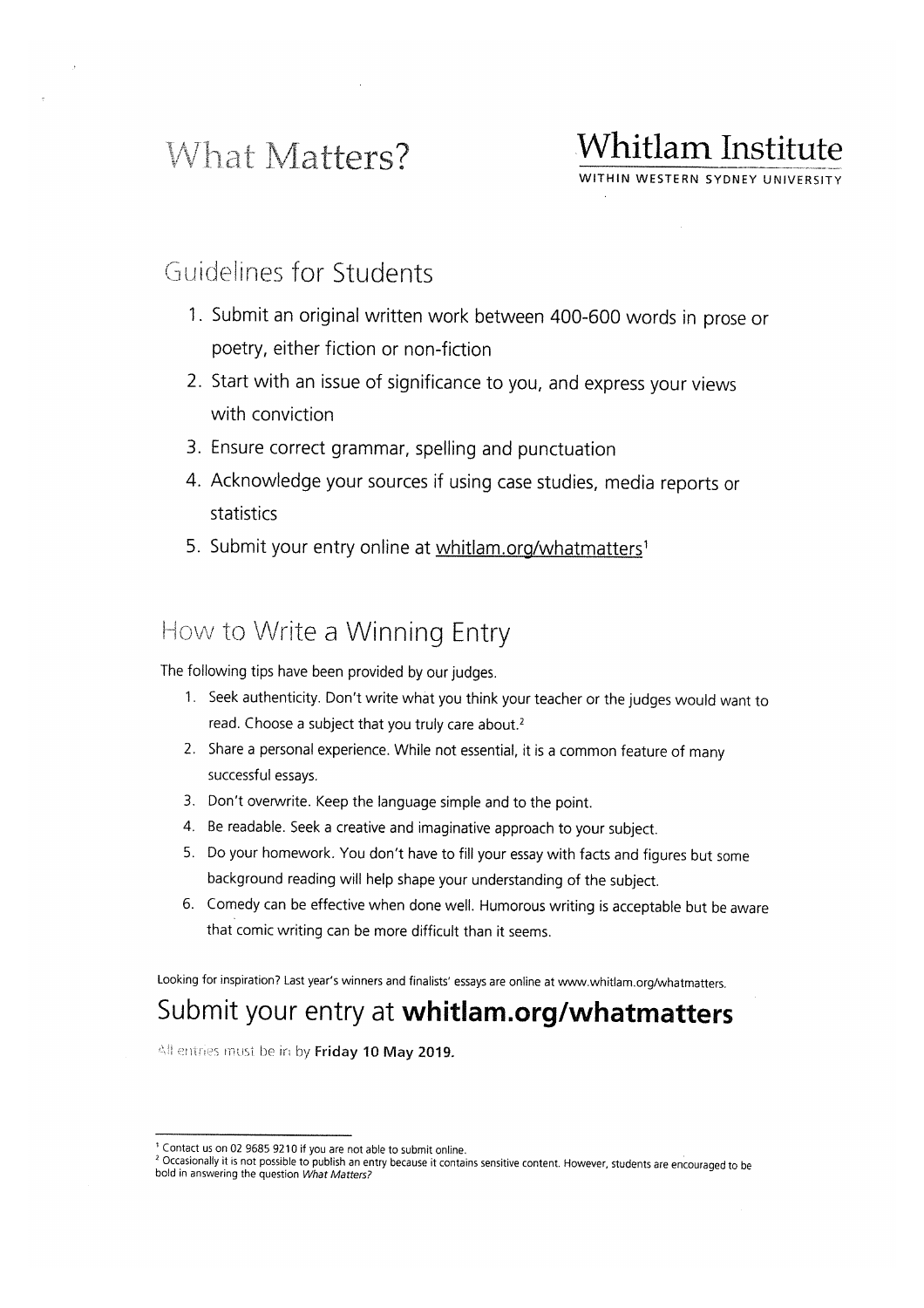# What Matters?

**Whitlam Institute**
WITHIN WESTERN SYDNEY UNIVERSITY

## Guidelines for Students

1. Submit an original written work between 400-600 words in prose or poetry, either fiction or non-fiction
2. Start with an issue of significance to you, and express your views with conviction
3. Ensure correct grammar, spelling and punctuation
4. Acknowledge your sources if using case studies, media reports or statistics
5. Submit your entry online at whitlam.org/whatmatters[1]

## How to Write a Winning Entry

The following tips have been provided by our judges.

1. Seek authenticity. Don't write what you think your teacher or the judges would want to read. Choose a subject that you truly care about.[2]
2. Share a personal experience. While not essential, it is a common feature of many successful essays.
3. Don't overwrite. Keep the language simple and to the point.
4. Be readable. Seek a creative and imaginative approach to your subject.
5. Do your homework. You don't have to fill your essay with facts and figures but some background reading will help shape your understanding of the subject.
6. Comedy can be effective when done well. Humorous writing is acceptable but be aware that comic writing can be more difficult than it seems.

Looking for inspiration? Last year's winners and finalists' essays are online at www.whitlam.org/whatmatters.

## Submit your entry at **whitlam.org/whatmatters**

All entries must be in by **Friday 10 May 2019.**

---

[1] Contact us on 02 9685 9210 if you are not able to submit online.

[2] Occasionally it is not possible to publish an entry because it contains sensitive content. However, students are encouraged to be bold in answering the question *What Matters?*